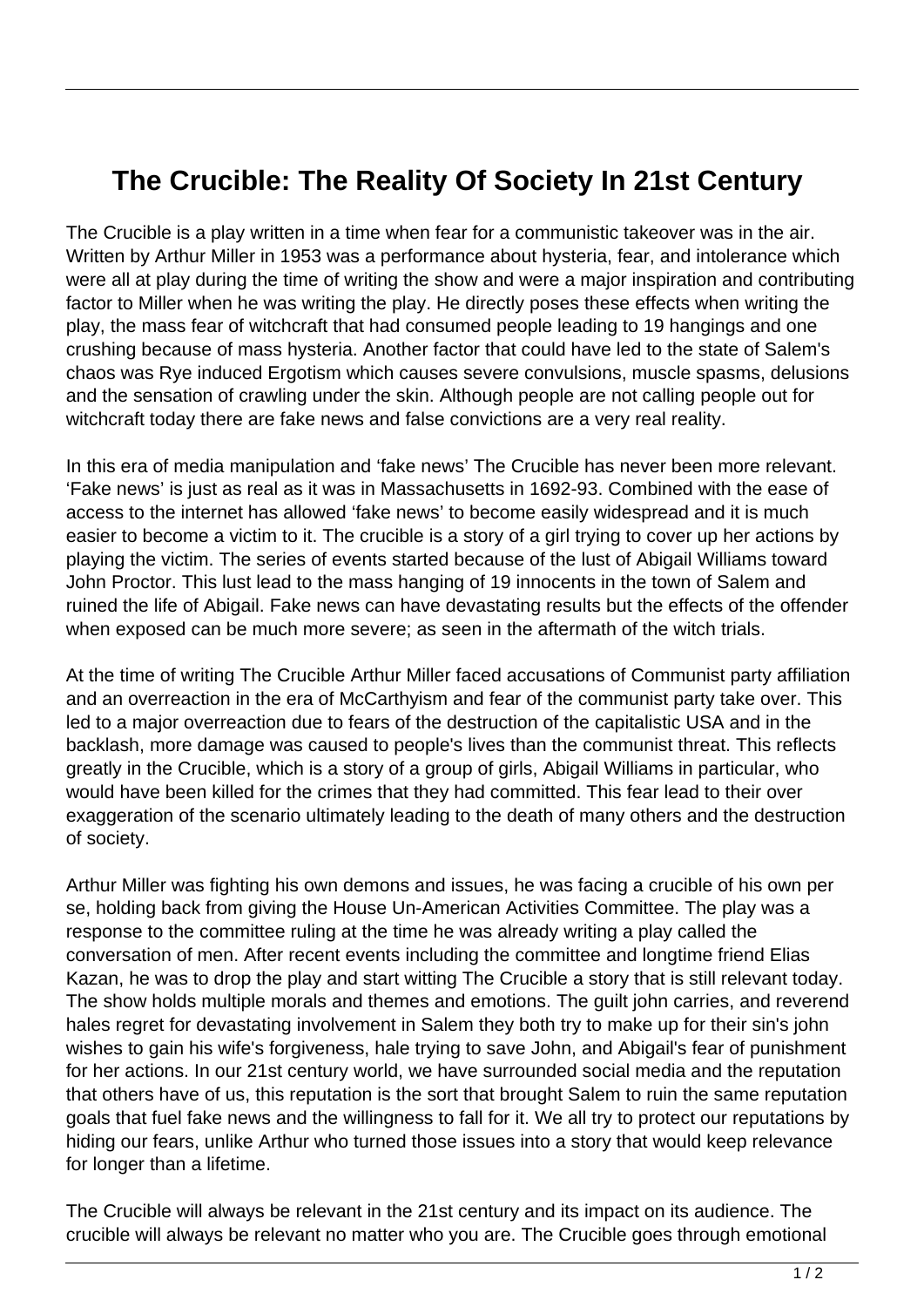# The Crucible: The Reality Of Society In 21st Century

The Crucible is a play written in a time when fear for a communistic takeover was in the air. Written by Arthur Miller in 1953 was a performance about hysteria, fear, and intolerance which were all at play during the time of writing the show and were a major inspiration and contributing factor to Miller when he was writing the play. He directly poses these effects when writing the play, the mass fear of witchcraft that had consumed people leading to 19 hangings and one crushing because of mass hysteria. Another factor that could have led to the state of Salem's chaos was Rye induced Ergotism which causes severe convulsions, muscle spasms, delusions and the sensation of crawling under the skin. Although people are not calling people out for witchcraft today there are fake news and false convictions are a very real reality.

In this era of media manipulation and 'fake news' The Crucible has never been more relevant. 'Fake news' is just as real as it was in Massachusetts in 1692-93. Combined with the ease of access to the internet has allowed 'fake news' to become easily widespread and it is much easier to become a victim to it. The crucible is a story of a girl trying to cover up her actions by playing the victim. The series of events started because of the lust of Abigail Williams toward John Proctor. This lust lead to the mass hanging of 19 innocents in the town of Salem and ruined the life of Abigail. Fake news can have devastating results but the effects of the offender when exposed can be much more severe; as seen in the aftermath of the witch trials.

At the time of writing The Crucible Arthur Miller faced accusations of Communist party affiliation and an overreaction in the era of McCarthyism and fear of the communist party take over. This led to a major overreaction due to fears of the destruction of the capitalistic USA and in the backlash, more damage was caused to people's lives than the communist threat. This reflects greatly in the Crucible, which is a story of a group of girls, Abigail Williams in particular, who would have been killed for the crimes that they had committed. This fear lead to their over exaggeration of the scenario ultimately leading to the death of many others and the destruction of society.

Arthur Miller was fighting his own demons and issues, he was facing a crucible of his own per se, holding back from giving the House Un-American Activities Committee. The play was a response to the committee ruling at the time he was already writing a play called the conversation of men. After recent events including the committee and longtime friend Elias Kazan, he was to drop the play and start witting The Crucible a story that is still relevant today. The show holds multiple morals and themes and emotions. The guilt john carries, and reverend hales regret for devastating involvement in Salem they both try to make up for their sin's john wishes to gain his wife's forgiveness, hale trying to save John, and Abigail's fear of punishment for her actions. In our 21st century world, we have surrounded social media and the reputation that others have of us, this reputation is the sort that brought Salem to ruin the same reputation goals that fuel fake news and the willingness to fall for it. We all try to protect our reputations by hiding our fears, unlike Arthur who turned those issues into a story that would keep relevance for longer than a lifetime.

The Crucible will always be relevant in the 21st century and its impact on its audience. The crucible will always be relevant no matter who you are. The Crucible goes through emotional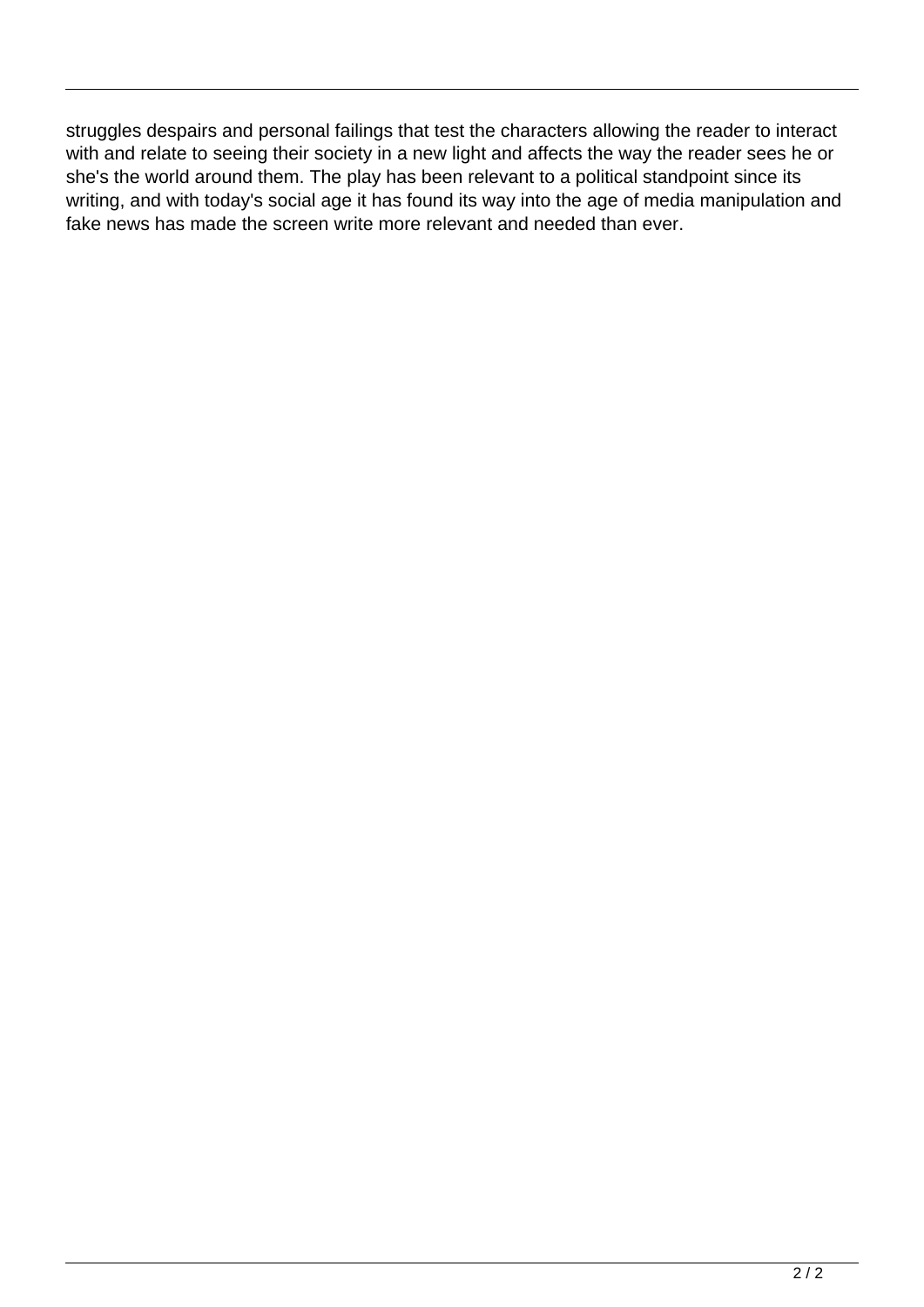struggles despairs and personal failings that test the characters allowing the reader to interact with and relate to seeing their society in a new light and affects the way the reader sees he or she's the world around them. The play has been relevant to a political standpoint since its writing, and with today's social age it has found its way into the age of media manipulation and fake news has made the screen write more relevant and needed than ever.